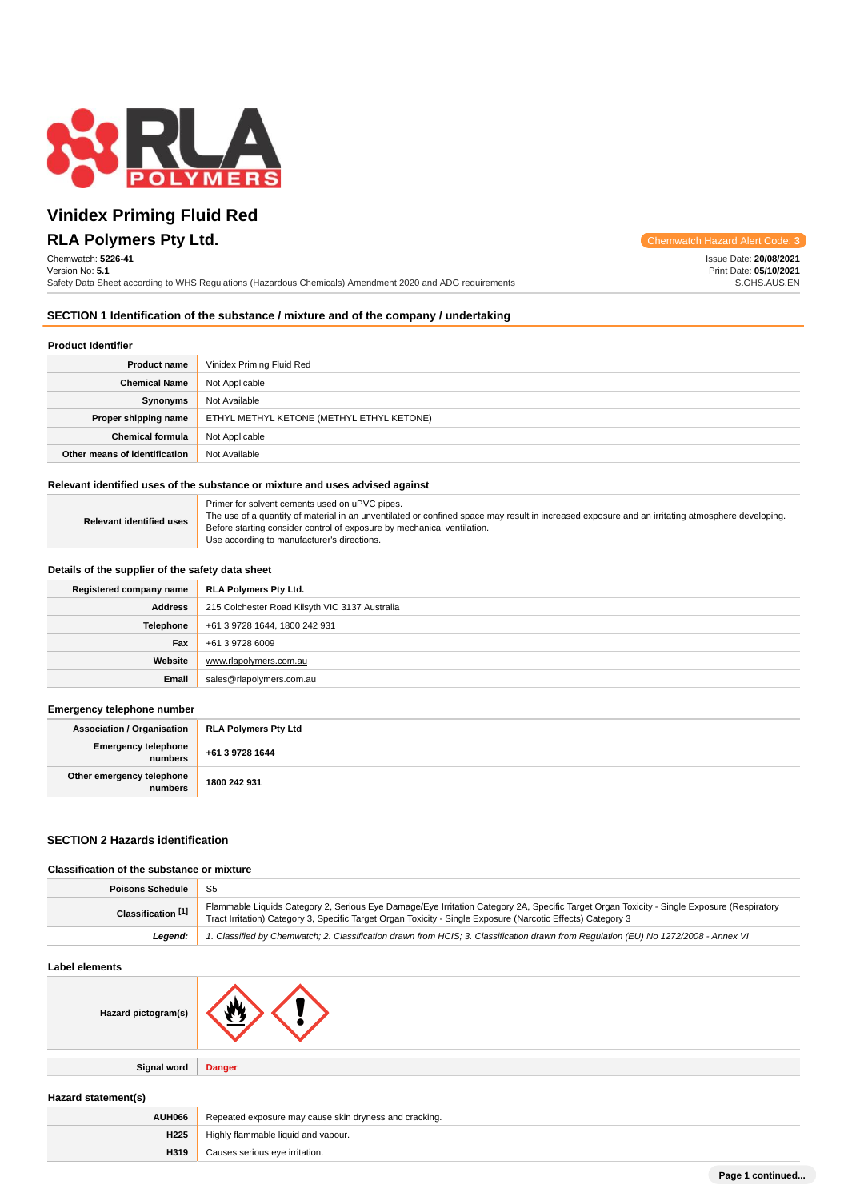# Vinidex Priming Fluid Red

## RLA Polymers Pty Ltd.

Chemwatch Hazard Alert Code: 3

Chemwatch: **5226-41**
Version No: **5.1**
Safety Data Sheet according to WHS Regulations (Hazardous Chemicals) Amendment 2020 and ADG requirements

Issue Date: **20/08/2021**
Print Date: **05/10/2021**
S.GHS.AUS.EN

## SECTION 1 Identification of the substance / mixture and of the company / undertaking

### Product Identifier

| | |
|---|---|
| **Product name** | Vinidex Priming Fluid Red |
| **Chemical Name** | Not Applicable |
| **Synonyms** | Not Available |
| **Proper shipping name** | ETHYL METHYL KETONE (METHYL ETHYL KETONE) |
| **Chemical formula** | Not Applicable |
| **Other means of identification** | Not Available |

### Relevant identified uses of the substance or mixture and uses advised against

| | |
|---|---|
| **Relevant identified uses** | Primer for solvent cements used on uPVC pipes.<br>The use of a quantity of material in an unventilated or confined space may result in increased exposure and an irritating atmosphere developing. Before starting consider control of exposure by mechanical ventilation.<br>Use according to manufacturer's directions. |

### Details of the supplier of the safety data sheet

| | |
|---|---|
| **Registered company name** | **RLA Polymers Pty Ltd.** |
| **Address** | 215 Colchester Road Kilsyth VIC 3137 Australia |
| **Telephone** | +61 3 9728 1644, 1800 242 931 |
| **Fax** | +61 3 9728 6009 |
| **Website** | www.rlapolymers.com.au |
| **Email** | sales@rlapolymers.com.au |

### Emergency telephone number

| | |
|---|---|
| **Association / Organisation** | **RLA Polymers Pty Ltd** |
| **Emergency telephone numbers** | **+61 3 9728 1644** |
| **Other emergency telephone numbers** | **1800 242 931** |

## SECTION 2 Hazards identification

### Classification of the substance or mixture

| | |
|---|---|
| **Poisons Schedule** | S5 |
| **Classification [1]** | Flammable Liquids Category 2, Serious Eye Damage/Eye Irritation Category 2A, Specific Target Organ Toxicity - Single Exposure (Respiratory Tract Irritation) Category 3, Specific Target Organ Toxicity - Single Exposure (Narcotic Effects) Category 3 |
| ***Legend:*** | *1. Classified by Chemwatch; 2. Classification drawn from HCIS; 3. Classification drawn from Regulation (EU) No 1272/2008 - Annex VI* |

### Label elements

| | |
|---|---|
| **Hazard pictogram(s)** | |
| **Signal word** | **Danger** |

### Hazard statement(s)

| | |
|---|---|
| **AUH066** | Repeated exposure may cause skin dryness and cracking. |
| **H225** | Highly flammable liquid and vapour. |
| **H319** | Causes serious eye irritation. |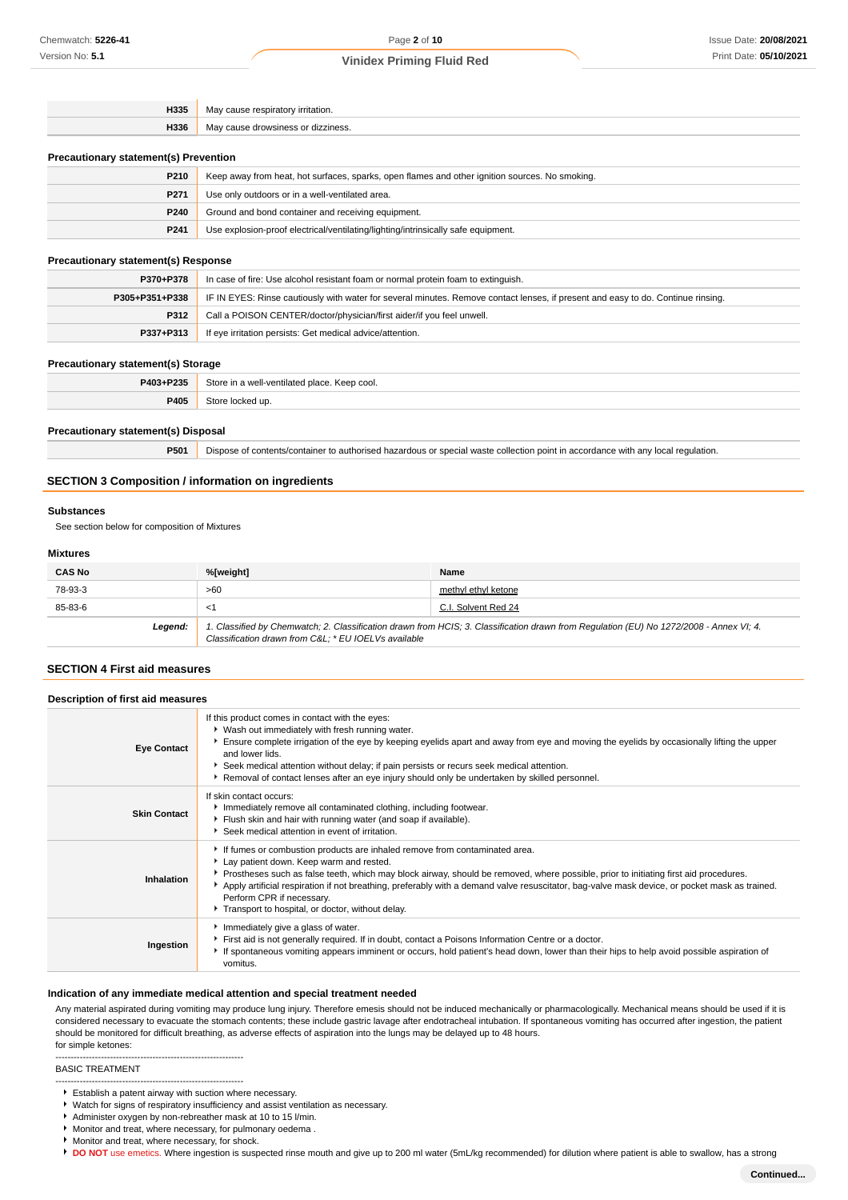| | |
|---|---|
| H335 | May cause respiratory irritation. |
| H336 | May cause drowsiness or dizziness. |

### Precautionary statement(s) Prevention

| | |
|---|---|
| P210 | Keep away from heat, hot surfaces, sparks, open flames and other ignition sources. No smoking. |
| P271 | Use only outdoors or in a well-ventilated area. |
| P240 | Ground and bond container and receiving equipment. |
| P241 | Use explosion-proof electrical/ventilating/lighting/intrinsically safe equipment. |

### Precautionary statement(s) Response

| | |
|---|---|
| P370+P378 | In case of fire: Use alcohol resistant foam or normal protein foam to extinguish. |
| P305+P351+P338 | IF IN EYES: Rinse cautiously with water for several minutes. Remove contact lenses, if present and easy to do. Continue rinsing. |
| P312 | Call a POISON CENTER/doctor/physician/first aider/if you feel unwell. |
| P337+P313 | If eye irritation persists: Get medical advice/attention. |

### Precautionary statement(s) Storage

| | |
|---|---|
| P403+P235 | Store in a well-ventilated place. Keep cool. |
| P405 | Store locked up. |

### Precautionary statement(s) Disposal

| | |
|---|---|
| P501 | Dispose of contents/container to authorised hazardous or special waste collection point in accordance with any local regulation. |

## SECTION 3 Composition / information on ingredients

### Substances

See section below for composition of Mixtures

### Mixtures

| CAS No | %[weight] | Name |
|---|---|---|
| 78-93-3 | >60 | methyl ethyl ketone |
| 85-83-6 | <1 | C.I. Solvent Red 24 |
| ***Legend:*** | *1. Classified by Chemwatch; 2. Classification drawn from HCIS; 3. Classification drawn from Regulation (EU) No 1272/2008 - Annex VI; 4. Classification drawn from C&L; * EU IOELVs available* | |

## SECTION 4 First aid measures

### Description of first aid measures

| | |
|---|---|
| **Eye Contact** | If this product comes in contact with the eyes:<br>▸ Wash out immediately with fresh running water.<br>▸ Ensure complete irrigation of the eye by keeping eyelids apart and away from eye and moving the eyelids by occasionally lifting the upper and lower lids.<br>▸ Seek medical attention without delay; if pain persists or recurs seek medical attention.<br>▸ Removal of contact lenses after an eye injury should only be undertaken by skilled personnel. |
| **Skin Contact** | If skin contact occurs:<br>▸ Immediately remove all contaminated clothing, including footwear.<br>▸ Flush skin and hair with running water (and soap if available).<br>▸ Seek medical attention in event of irritation. |
| **Inhalation** | ▸ If fumes or combustion products are inhaled remove from contaminated area.<br>▸ Lay patient down. Keep warm and rested.<br>▸ Prostheses such as false teeth, which may block airway, should be removed, where possible, prior to initiating first aid procedures.<br>▸ Apply artificial respiration if not breathing, preferably with a demand valve resuscitator, bag-valve mask device, or pocket mask as trained. Perform CPR if necessary.<br>▸ Transport to hospital, or doctor, without delay. |
| **Ingestion** | ▸ Immediately give a glass of water.<br>▸ First aid is not generally required. If in doubt, contact a Poisons Information Centre or a doctor.<br>▸ If spontaneous vomiting appears imminent or occurs, hold patient's head down, lower than their hips to help avoid possible aspiration of vomitus. |

### Indication of any immediate medical attention and special treatment needed

Any material aspirated during vomiting may produce lung injury. Therefore emesis should not be induced mechanically or pharmacologically. Mechanical means should be used if it is considered necessary to evacuate the stomach contents; these include gastric lavage after endotracheal intubation. If spontaneous vomiting has occurred after ingestion, the patient should be monitored for difficult breathing, as adverse effects of aspiration into the lungs may be delayed up to 48 hours.
for simple ketones:

--------------------------------------------------------------
BASIC TREATMENT
--------------------------------------------------------------

- Establish a patent airway with suction where necessary.
- Watch for signs of respiratory insufficiency and assist ventilation as necessary.
- Administer oxygen by non-rebreather mask at 10 to 15 l/min.
- Monitor and treat, where necessary, for pulmonary oedema .
- Monitor and treat, where necessary, for shock.
- **DO NOT** use emetics. Where ingestion is suspected rinse mouth and give up to 200 ml water (5mL/kg recommended) for dilution where patient is able to swallow, has a strong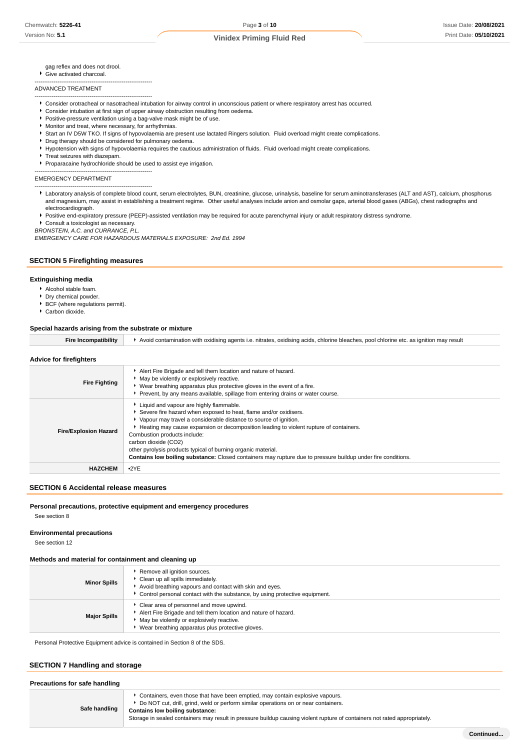gag reflex and does not drool.

- Give activated charcoal.

--------------------------------------------------------------

ADVANCED TREATMENT

--------------------------------------------------------------

- Consider orotracheal or nasotracheal intubation for airway control in unconscious patient or where respiratory arrest has occurred.
- Consider intubation at first sign of upper airway obstruction resulting from oedema.
- Positive-pressure ventilation using a bag-valve mask might be of use.
- Monitor and treat, where necessary, for arrhythmias.
- Start an IV D5W TKO. If signs of hypovolaemia are present use lactated Ringers solution. Fluid overload might create complications.
- Drug therapy should be considered for pulmonary oedema.
- Hypotension with signs of hypovolaemia requires the cautious administration of fluids. Fluid overload might create complications.
- Treat seizures with diazepam.
- Proparacaine hydrochloride should be used to assist eye irrigation.

--------------------------------------------------------------

EMERGENCY DEPARTMENT

--------------------------------------------------------------

- Laboratory analysis of complete blood count, serum electrolytes, BUN, creatinine, glucose, urinalysis, baseline for serum aminotransferases (ALT and AST), calcium, phosphorus and magnesium, may assist in establishing a treatment regime. Other useful analyses include anion and osmolar gaps, arterial blood gases (ABGs), chest radiographs and electrocardiograph.
- Positive end-expiratory pressure (PEEP)-assisted ventilation may be required for acute parenchymal injury or adult respiratory distress syndrome.
- Consult a toxicologist as necessary.

*BRONSTEIN, A.C. and CURRANCE, P.L.*

*EMERGENCY CARE FOR HAZARDOUS MATERIALS EXPOSURE: 2nd Ed. 1994*

## SECTION 5 Firefighting measures

### Extinguishing media

- Alcohol stable foam.
- Dry chemical powder.
- BCF (where regulations permit).
- Carbon dioxide.

### Special hazards arising from the substrate or mixture

| | |
|---|---|
| **Fire Incompatibility** | Avoid contamination with oxidising agents i.e. nitrates, oxidising acids, chlorine bleaches, pool chlorine etc. as ignition may result |

### Advice for firefighters

| | |
|---|---|
| **Fire Fighting** | Alert Fire Brigade and tell them location and nature of hazard.<br>May be violently or explosively reactive.<br>Wear breathing apparatus plus protective gloves in the event of a fire.<br>Prevent, by any means available, spillage from entering drains or water course. |
| **Fire/Explosion Hazard** | Liquid and vapour are highly flammable.<br>Severe fire hazard when exposed to heat, flame and/or oxidisers.<br>Vapour may travel a considerable distance to source of ignition.<br>Heating may cause expansion or decomposition leading to violent rupture of containers.<br>Combustion products include:<br>carbon dioxide ($CO_2$)<br>other pyrolysis products typical of burning organic material.<br>**Contains low boiling substance:** Closed containers may rupture due to pressure buildup under fire conditions. |
| **HAZCHEM** | •2YE |

## SECTION 6 Accidental release measures

### Personal precautions, protective equipment and emergency procedures

See section 8

### Environmental precautions

See section 12

### Methods and material for containment and cleaning up

| | |
|---|---|
| **Minor Spills** | Remove all ignition sources.<br>Clean up all spills immediately.<br>Avoid breathing vapours and contact with skin and eyes.<br>Control personal contact with the substance, by using protective equipment. |
| **Major Spills** | Clear area of personnel and move upwind.<br>Alert Fire Brigade and tell them location and nature of hazard.<br>May be violently or explosively reactive.<br>Wear breathing apparatus plus protective gloves. |

Personal Protective Equipment advice is contained in Section 8 of the SDS.

## SECTION 7 Handling and storage

### Precautions for safe handling

| | |
|---|---|
| **Safe handling** | Containers, even those that have been emptied, may contain explosive vapours.<br>Do NOT cut, drill, grind, weld or perform similar operations on or near containers.<br>**Contains low boiling substance:**<br>Storage in sealed containers may result in pressure buildup causing violent rupture of containers not rated appropriately. |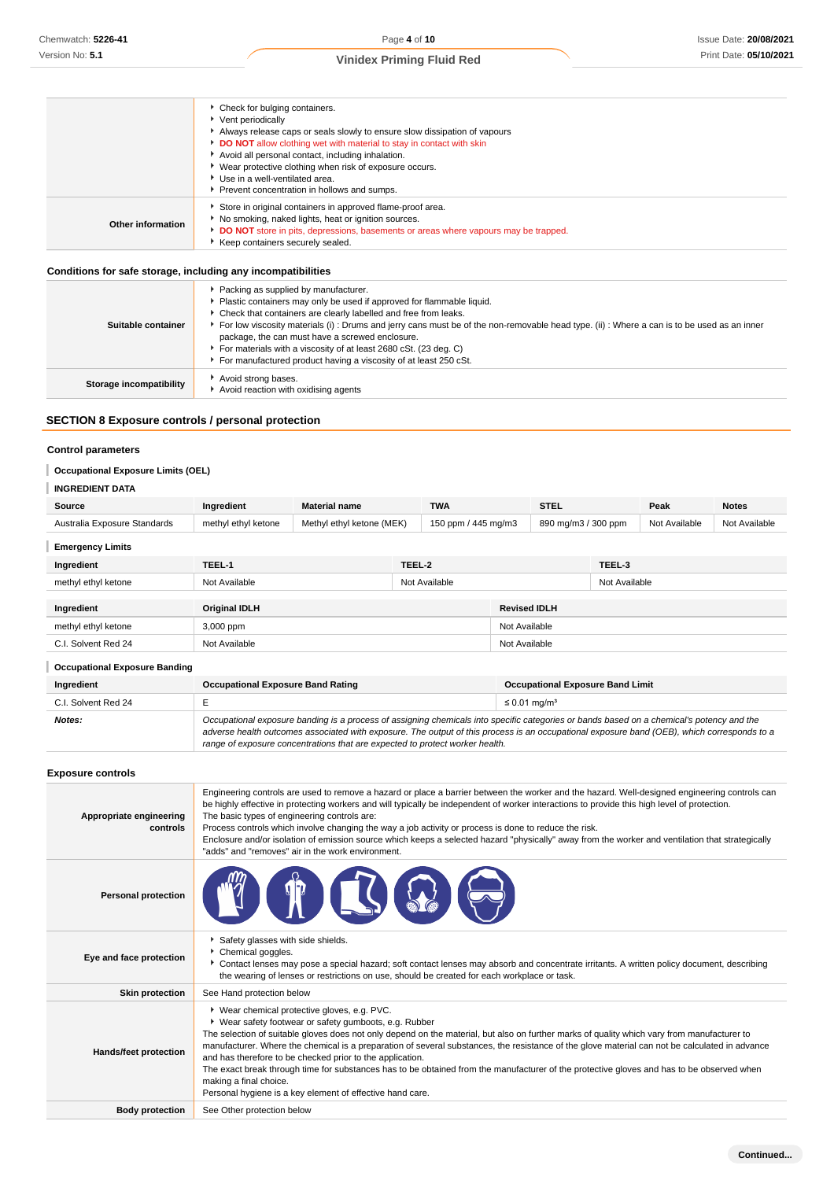| | |
|---|---|
| | ‣ Check for bulging containers.<br>‣ Vent periodically<br>‣ Always release caps or seals slowly to ensure slow dissipation of vapours<br>‣ **DO NOT** allow clothing wet with material to stay in contact with skin<br>‣ Avoid all personal contact, including inhalation.<br>‣ Wear protective clothing when risk of exposure occurs.<br>‣ Use in a well-ventilated area.<br>‣ Prevent concentration in hollows and sumps. |
| **Other information** | ‣ Store in original containers in approved flame-proof area.<br>‣ No smoking, naked lights, heat or ignition sources.<br>‣ **DO NOT** store in pits, depressions, basements or areas where vapours may be trapped.<br>‣ Keep containers securely sealed. |

### Conditions for safe storage, including any incompatibilities

| | |
|---|---|
| **Suitable container** | ‣ Packing as supplied by manufacturer.<br>‣ Plastic containers may only be used if approved for flammable liquid.<br>‣ Check that containers are clearly labelled and free from leaks.<br>‣ For low viscosity materials (i) : Drums and jerry cans must be of the non-removable head type. (ii) : Where a can is to be used as an inner package, the can must have a screwed enclosure.<br>‣ For materials with a viscosity of at least 2680 cSt. (23 deg. C)<br>‣ For manufactured product having a viscosity of at least 250 cSt. |
| **Storage incompatibility** | ‣ Avoid strong bases.<br>‣ Avoid reaction with oxidising agents |

## SECTION 8 Exposure controls / personal protection

### Control parameters

**Occupational Exposure Limits (OEL)**

**INGREDIENT DATA**

| Source | Ingredient | Material name | TWA | STEL | Peak | Notes |
|---|---|---|---|---|---|---|
| Australia Exposure Standards | methyl ethyl ketone | Methyl ethyl ketone (MEK) | 150 ppm / 445 mg/m3 | 890 mg/m3 / 300 ppm | Not Available | Not Available |

**Emergency Limits**

| Ingredient | TEEL-1 | TEEL-2 | TEEL-3 |
|---|---|---|---|
| methyl ethyl ketone | Not Available | Not Available | Not Available |

| Ingredient | Original IDLH | Revised IDLH |
|---|---|---|
| methyl ethyl ketone | 3,000 ppm | Not Available |
| C.I. Solvent Red 24 | Not Available | Not Available |

**Occupational Exposure Banding**

| Ingredient | Occupational Exposure Band Rating | Occupational Exposure Band Limit |
|---|---|---|
| C.I. Solvent Red 24 | E | ≤ 0.01 mg/m³ |
| ***Notes:*** | *Occupational exposure banding is a process of assigning chemicals into specific categories or bands based on a chemical's potency and the adverse health outcomes associated with exposure. The output of this process is an occupational exposure band (OEB), which corresponds to a range of exposure concentrations that are expected to protect worker health.* | |

### Exposure controls

| | |
|---|---|
| **Appropriate engineering controls** | Engineering controls are used to remove a hazard or place a barrier between the worker and the hazard. Well-designed engineering controls can be highly effective in protecting workers and will typically be independent of worker interactions to provide this high level of protection.<br>The basic types of engineering controls are:<br>Process controls which involve changing the way a job activity or process is done to reduce the risk.<br>Enclosure and/or isolation of emission source which keeps a selected hazard "physically" away from the worker and ventilation that strategically "adds" and "removes" air in the work environment. |
| **Personal protection** | |
| **Eye and face protection** | ‣ Safety glasses with side shields.<br>‣ Chemical goggles.<br>‣ Contact lenses may pose a special hazard; soft contact lenses may absorb and concentrate irritants. A written policy document, describing the wearing of lenses or restrictions on use, should be created for each workplace or task. |
| **Skin protection** | See Hand protection below |
| **Hands/feet protection** | ‣ Wear chemical protective gloves, e.g. PVC.<br>‣ Wear safety footwear or safety gumboots, e.g. Rubber<br>The selection of suitable gloves does not only depend on the material, but also on further marks of quality which vary from manufacturer to manufacturer. Where the chemical is a preparation of several substances, the resistance of the glove material can not be calculated in advance and has therefore to be checked prior to the application.<br>The exact break through time for substances has to be obtained from the manufacturer of the protective gloves and has to be observed when making a final choice.<br>Personal hygiene is a key element of effective hand care. |
| **Body protection** | See Other protection below |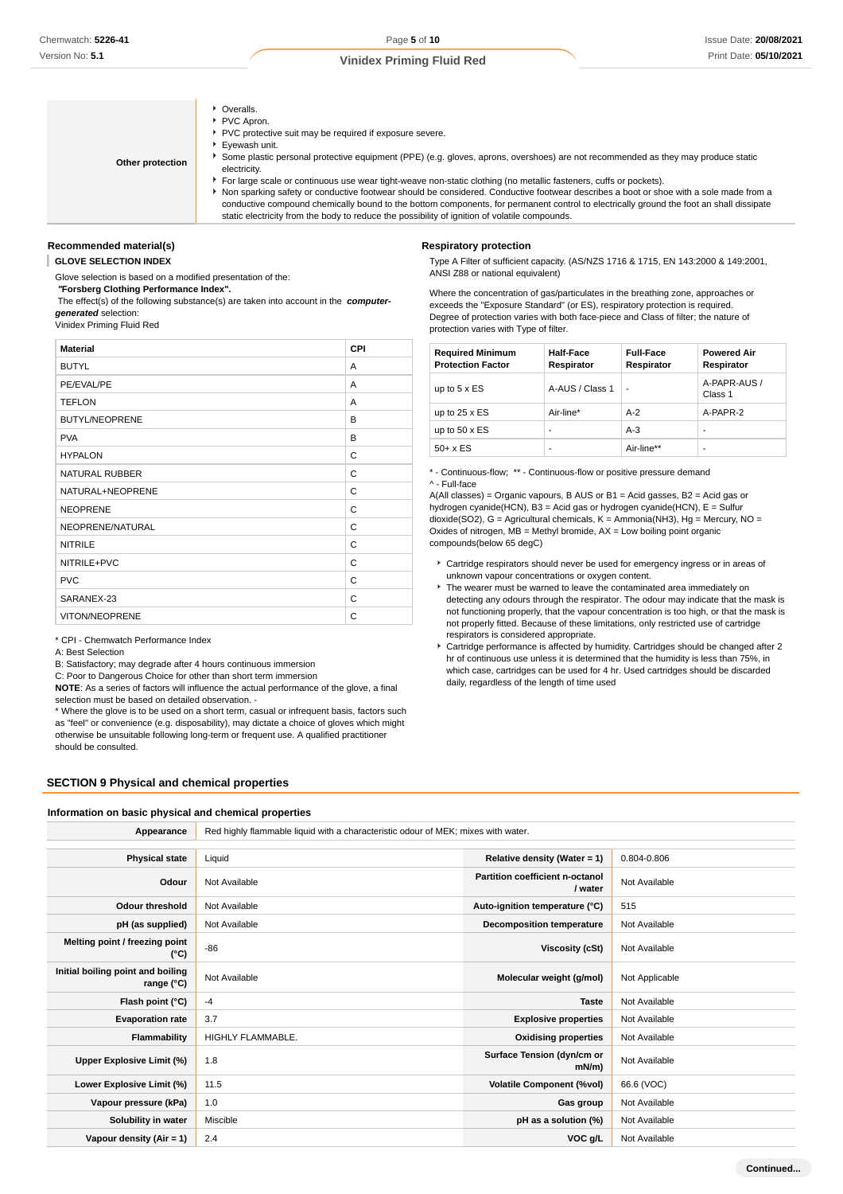| Other protection | |
|---|---|
| Other protection | - Overalls.<br>- PVC Apron.<br>- PVC protective suit may be required if exposure severe.<br>- Eyewash unit.<br>- Some plastic personal protective equipment (PPE) (e.g. gloves, aprons, overshoes) are not recommended as they may produce static electricity.<br>- For large scale or continuous use wear tight-weave non-static clothing (no metallic fasteners, cuffs or pockets).<br>- Non sparking safety or conductive footwear should be considered. Conductive footwear describes a boot or shoe with a sole made from a conductive compound chemically bound to the bottom components, for permanent control to electrically ground the foot an shall dissipate static electricity from the body to reduce the possibility of ignition of volatile compounds. |

## Recommended material(s)

**GLOVE SELECTION INDEX**

Glove selection is based on a modified presentation of the:

***"Forsberg Clothing Performance Index".***

The effect(s) of the following substance(s) are taken into account in the ***computer-generated*** selection:

Vinidex Priming Fluid Red

| Material | CPI |
|---|---|
| BUTYL | A |
| PE/EVAL/PE | A |
| TEFLON | A |
| BUTYL/NEOPRENE | B |
| PVA | B |
| HYPALON | C |
| NATURAL RUBBER | C |
| NATURAL+NEOPRENE | C |
| NEOPRENE | C |
| NEOPRENE/NATURAL | C |
| NITRILE | C |
| NITRILE+PVC | C |
| PVC | C |
| SARANEX-23 | C |
| VITON/NEOPRENE | C |

* CPI - Chemwatch Performance Index

A: Best Selection

B: Satisfactory; may degrade after 4 hours continuous immersion

C: Poor to Dangerous Choice for other than short term immersion

**NOTE**: As a series of factors will influence the actual performance of the glove, a final selection must be based on detailed observation. -

* Where the glove is to be used on a short term, casual or infrequent basis, factors such as "feel" or convenience (e.g. disposability), may dictate a choice of gloves which might otherwise be unsuitable following long-term or frequent use. A qualified practitioner should be consulted.

## Respiratory protection

Type A Filter of sufficient capacity. (AS/NZS 1716 & 1715, EN 143:2000 & 149:2001, ANSI Z88 or national equivalent)

Where the concentration of gas/particulates in the breathing zone, approaches or exceeds the "Exposure Standard" (or ES), respiratory protection is required.
Degree of protection varies with both face-piece and Class of filter; the nature of protection varies with Type of filter.

| Required Minimum Protection Factor | Half-Face Respirator | Full-Face Respirator | Powered Air Respirator |
|---|---|---|---|
| up to 5 x ES | A-AUS / Class 1 | - | A-PAPR-AUS / Class 1 |
| up to 25 x ES | Air-line* | A-2 | A-PAPR-2 |
| up to 50 x ES | - | A-3 | - |
| 50+ x ES | - | Air-line** | - |

* - Continuous-flow; ** - Continuous-flow or positive pressure demand
^ - Full-face

A(All classes) = Organic vapours, B AUS or B1 = Acid gasses, B2 = Acid gas or hydrogen cyanide(HCN), B3 = Acid gas or hydrogen cyanide(HCN), E = Sulfur dioxide(SO2), G = Agricultural chemicals, K = Ammonia(NH3), Hg = Mercury, NO = Oxides of nitrogen, MB = Methyl bromide, AX = Low boiling point organic compounds(below 65 degC)

- Cartridge respirators should never be used for emergency ingress or in areas of unknown vapour concentrations or oxygen content.
- The wearer must be warned to leave the contaminated area immediately on detecting any odours through the respirator. The odour may indicate that the mask is not functioning properly, that the vapour concentration is too high, or that the mask is not properly fitted. Because of these limitations, only restricted use of cartridge respirators is considered appropriate.
- Cartridge performance is affected by humidity. Cartridges should be changed after 2 hr of continuous use unless it is determined that the humidity is less than 75%, in which case, cartridges can be used for 4 hr. Used cartridges should be discarded daily, regardless of the length of time used

# SECTION 9 Physical and chemical properties

## Information on basic physical and chemical properties

| Appearance | Red highly flammable liquid with a characteristic odour of MEK; mixes with water. | | |
|---|---|---|---|
| Physical state | Liquid | Relative density (Water = 1) | 0.804-0.806 |
| Odour | Not Available | Partition coefficient n-octanol / water | Not Available |
| Odour threshold | Not Available | Auto-ignition temperature (°C) | 515 |
| pH (as supplied) | Not Available | Decomposition temperature | Not Available |
| Melting point / freezing point (°C) | -86 | Viscosity (cSt) | Not Available |
| Initial boiling point and boiling range (°C) | Not Available | Molecular weight (g/mol) | Not Applicable |
| Flash point (°C) | -4 | Taste | Not Available |
| Evaporation rate | 3.7 | Explosive properties | Not Available |
| Flammability | HIGHLY FLAMMABLE. | Oxidising properties | Not Available |
| Upper Explosive Limit (%) | 1.8 | Surface Tension (dyn/cm or mN/m) | Not Available |
| Lower Explosive Limit (%) | 11.5 | Volatile Component (%vol) | 66.6 (VOC) |
| Vapour pressure (kPa) | 1.0 | Gas group | Not Available |
| Solubility in water | Miscible | pH as a solution (%) | Not Available |
| Vapour density (Air = 1) | 2.4 | VOC g/L | Not Available |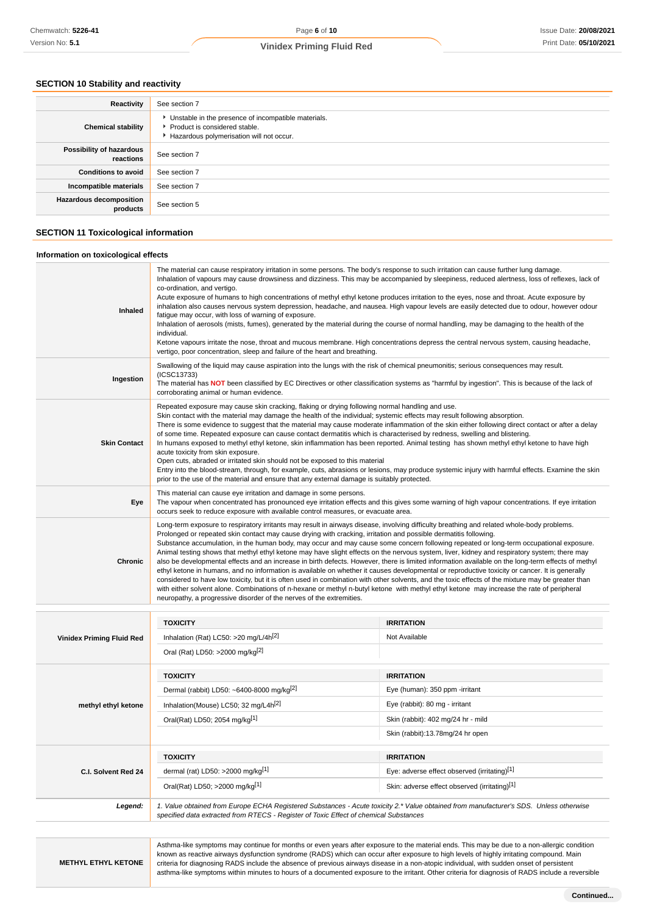## SECTION 10 Stability and reactivity

| | |
|---|---|
| **Reactivity** | See section 7 |
| **Chemical stability** | ▸ Unstable in the presence of incompatible materials.<br>▸ Product is considered stable.<br>▸ Hazardous polymerisation will not occur. |
| **Possibility of hazardous reactions** | See section 7 |
| **Conditions to avoid** | See section 7 |
| **Incompatible materials** | See section 7 |
| **Hazardous decomposition products** | See section 5 |

## SECTION 11 Toxicological information

### Information on toxicological effects

| | |
|---|---|
| **Inhaled** | The material can cause respiratory irritation in some persons. The body's response to such irritation can cause further lung damage.<br>Inhalation of vapours may cause drowsiness and dizziness. This may be accompanied by sleepiness, reduced alertness, loss of reflexes, lack of co-ordination, and vertigo.<br>Acute exposure of humans to high concentrations of methyl ethyl ketone produces irritation to the eyes, nose and throat. Acute exposure by inhalation also causes nervous system depression, headache, and nausea. High vapour levels are easily detected due to odour, however odour fatigue may occur, with loss of warning of exposure.<br>Inhalation of aerosols (mists, fumes), generated by the material during the course of normal handling, may be damaging to the health of the individual.<br>Ketone vapours irritate the nose, throat and mucous membrane. High concentrations depress the central nervous system, causing headache, vertigo, poor concentration, sleep and failure of the heart and breathing. |
| **Ingestion** | Swallowing of the liquid may cause aspiration into the lungs with the risk of chemical pneumonitis; serious consequences may result. (ICSC13733)<br>The material has **NOT** been classified by EC Directives or other classification systems as "harmful by ingestion". This is because of the lack of corroborating animal or human evidence. |
| **Skin Contact** | Repeated exposure may cause skin cracking, flaking or drying following normal handling and use.<br>Skin contact with the material may damage the health of the individual; systemic effects may result following absorption.<br>There is some evidence to suggest that the material may cause moderate inflammation of the skin either following direct contact or after a delay of some time. Repeated exposure can cause contact dermatitis which is characterised by redness, swelling and blistering.<br>In humans exposed to methyl ethyl ketone, skin inflammation has been reported. Animal testing has shown methyl ethyl ketone to have high acute toxicity from skin exposure.<br>Open cuts, abraded or irritated skin should not be exposed to this material<br>Entry into the blood-stream, through, for example, cuts, abrasions or lesions, may produce systemic injury with harmful effects. Examine the skin prior to the use of the material and ensure that any external damage is suitably protected. |
| **Eye** | This material can cause eye irritation and damage in some persons.<br>The vapour when concentrated has pronounced eye irritation effects and this gives some warning of high vapour concentrations. If eye irritation occurs seek to reduce exposure with available control measures, or evacuate area. |
| **Chronic** | Long-term exposure to respiratory irritants may result in airways disease, involving difficulty breathing and related whole-body problems.<br>Prolonged or repeated skin contact may cause drying with cracking, irritation and possible dermatitis following.<br>Substance accumulation, in the human body, may occur and may cause some concern following repeated or long-term occupational exposure.<br>Animal testing shows that methyl ethyl ketone may have slight effects on the nervous system, liver, kidney and respiratory system; there may also be developmental effects and an increase in birth defects. However, there is limited information available on the long-term effects of methyl ethyl ketone in humans, and no information is available on whether it causes developmental or reproductive toxicity or cancer. It is generally considered to have low toxicity, but it is often used in combination with other solvents, and the toxic effects of the mixture may be greater than with either solvent alone. Combinations of n-hexane or methyl n-butyl ketone with methyl ethyl ketone may increase the rate of peripheral neuropathy, a progressive disorder of the nerves of the extremities. |

| | TOXICITY | IRRITATION |
|---|---|---|
| **Vinidex Priming Fluid Red** | Inhalation (Rat) LC50: >20 mg/L/4h[2] | Not Available |
| | Oral (Rat) LD50: >2000 mg/kg[2] | |
| | **TOXICITY** | **IRRITATION** |
| **methyl ethyl ketone** | Dermal (rabbit) LD50: ~6400-8000 mg/kg[2] | Eye (human): 350 ppm -irritant |
| | Inhalation(Mouse) LC50; 32 mg/L4h[2] | Eye (rabbit): 80 mg - irritant |
| | Oral(Rat) LD50; 2054 mg/kg[1] | Skin (rabbit): 402 mg/24 hr - mild |
| | | Skin (rabbit):13.78mg/24 hr open |
| | **TOXICITY** | **IRRITATION** |
| **C.I. Solvent Red 24** | dermal (rat) LD50: >2000 mg/kg[1] | Eye: adverse effect observed (irritating)[1] |
| | Oral(Rat) LD50; >2000 mg/kg[1] | Skin: adverse effect observed (irritating)[1] |
| ***Legend:*** | *1. Value obtained from Europe ECHA Registered Substances - Acute toxicity 2.* Value obtained from manufacturer's SDS. Unless otherwise specified data extracted from RTECS - Register of Toxic Effect of chemical Substances* | |

| | |
|---|---|
| **METHYL ETHYL KETONE** | Asthma-like symptoms may continue for months or even years after exposure to the material ends. This may be due to a non-allergic condition known as reactive airways dysfunction syndrome (RADS) which can occur after exposure to high levels of highly irritating compound. Main criteria for diagnosing RADS include the absence of previous airways disease in a non-atopic individual, with sudden onset of persistent asthma-like symptoms within minutes to hours of a documented exposure to the irritant. Other criteria for diagnosis of RADS include a reversible |

**Continued...**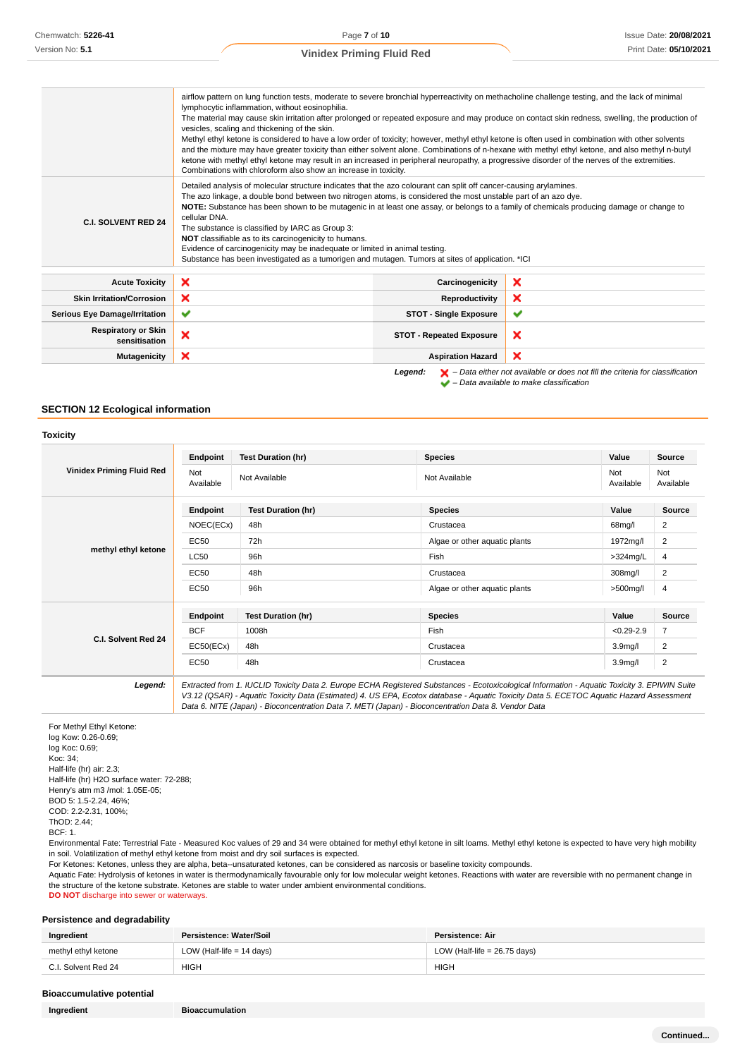| | |
|---|---|
| | airflow pattern on lung function tests, moderate to severe bronchial hyperreactivity on methacholine challenge testing, and the lack of minimal lymphocytic inflammation, without eosinophilia.<br>The material may cause skin irritation after prolonged or repeated exposure and may produce on contact skin redness, swelling, the production of vesicles, scaling and thickening of the skin.<br>Methyl ethyl ketone is considered to have a low order of toxicity; however, methyl ethyl ketone is often used in combination with other solvents and the mixture may have greater toxicity than either solvent alone. Combinations of n-hexane with methyl ethyl ketone, and also methyl n-butyl ketone with methyl ethyl ketone may result in an increased in peripheral neuropathy, a progressive disorder of the nerves of the extremities. Combinations with chloroform also show an increase in toxicity. |
| **C.I. SOLVENT RED 24** | Detailed analysis of molecular structure indicates that the azo colourant can split off cancer-causing arylamines.<br>The azo linkage, a double bond between two nitrogen atoms, is considered the most unstable part of an azo dye.<br>**NOTE:** Substance has been shown to be mutagenic in at least one assay, or belongs to a family of chemicals producing damage or change to cellular DNA.<br>The substance is classified by IARC as Group 3:<br>**NOT** classifiable as to its carcinogenicity to humans.<br>Evidence of carcinogenicity may be inadequate or limited in animal testing.<br>Substance has been investigated as a tumorigen and mutagen. Tumors at sites of application. *ICI |

| | | | |
|---|---|---|---|
| **Acute Toxicity** | ✘ | **Carcinogenicity** | ✘ |
| **Skin Irritation/Corrosion** | ✘ | **Reproductivity** | ✘ |
| **Serious Eye Damage/Irritation** | ✔ | **STOT - Single Exposure** | ✔ |
| **Respiratory or Skin sensitisation** | ✘ | **STOT - Repeated Exposure** | ✘ |
| **Mutagenicity** | ✘ | **Aspiration Hazard** | ✘ |

***Legend:*** ✘ *– Data either not available or does not fill the criteria for classification*
✔ *– Data available to make classification*

## SECTION 12 Ecological information

### Toxicity

**Viniidex Priming Fluid Red**

| Endpoint | Test Duration (hr) | Species | Value | Source |
|---|---|---|---|---|
| Not Available | Not Available | Not Available | Not Available | Not Available |

**methyl ethyl ketone**

| Endpoint | Test Duration (hr) | Species | Value | Source |
|---|---|---|---|---|
| NOEC(ECx) | 48h | Crustacea | 68mg/l | 2 |
| EC50 | 72h | Algae or other aquatic plants | 1972mg/l | 2 |
| LC50 | 96h | Fish | >324mg/L | 4 |
| EC50 | 48h | Crustacea | 308mg/l | 2 |
| EC50 | 96h | Algae or other aquatic plants | >500mg/l | 4 |

**C.I. Solvent Red 24**

| Endpoint | Test Duration (hr) | Species | Value | Source |
|---|---|---|---|---|
| BCF | 1008h | Fish | <0.29-2.9 | 7 |
| EC50(ECx) | 48h | Crustacea | 3.9mg/l | 2 |
| EC50 | 48h | Crustacea | 3.9mg/l | 2 |

***Legend:*** *Extracted from 1. IUCLID Toxicity Data 2. Europe ECHA Registered Substances - Ecotoxicological Information - Aquatic Toxicity 3. EPIWIN Suite V3.12 (QSAR) - Aquatic Toxicity Data (Estimated) 4. US EPA, Ecotox database - Aquatic Toxicity Data 5. ECETOC Aquatic Hazard Assessment Data 6. NITE (Japan) - Bioconcentration Data 7. METI (Japan) - Bioconcentration Data 8. Vendor Data*

For Methyl Ethyl Ketone:
log Kow: 0.26-0.69;
log Koc: 0.69;
Koc: 34;
Half-life (hr) air: 2.3;
Half-life (hr) H2O surface water: 72-288;
Henry's atm m3 /mol: 1.05E-05;
BOD 5: 1.5-2.24, 46%;
COD: 2.2-2.31, 100%;
ThOD: 2.44;
BCF: 1.
Environmental Fate: Terrestrial Fate - Measured Koc values of 29 and 34 were obtained for methyl ethyl ketone in silt loams. Methyl ethyl ketone is expected to have very high mobility in soil. Volatilization of methyl ethyl ketone from moist and dry soil surfaces is expected.
For Ketones: Ketones, unless they are alpha, beta--unsaturated ketones, can be considered as narcosis or baseline toxicity compounds.
Aquatic Fate: Hydrolysis of ketones in water is thermodynamically favourable only for low molecular weight ketones. Reactions with water are reversible with no permanent change in the structure of the ketone substrate. Ketones are stable to water under ambient environmental conditions.
**DO NOT** discharge into sewer or waterways.

### Persistence and degradability

| Ingredient | Persistence: Water/Soil | Persistence: Air |
|---|---|---|
| methyl ethyl ketone | LOW (Half-life = 14 days) | LOW (Half-life = 26.75 days) |
| C.I. Solvent Red 24 | HIGH | HIGH |

### Bioaccumulative potential

| Ingredient | Bioaccumulation |
|---|---|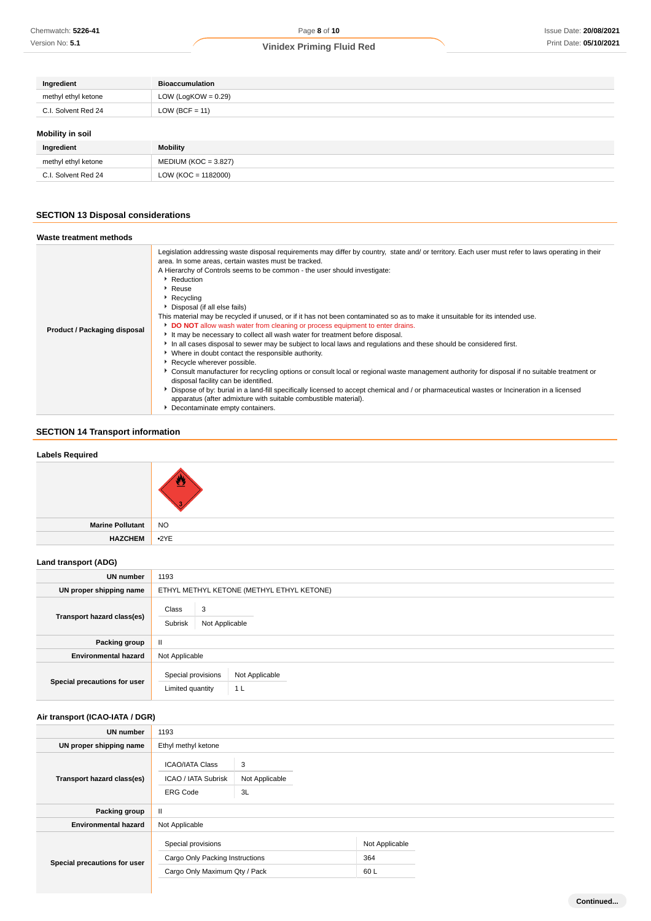| Ingredient | Bioaccumulation |
|---|---|
| methyl ethyl ketone | LOW (LogKOW = 0.29) |
| C.I. Solvent Red 24 | LOW (BCF = 11) |

### Mobility in soil

| Ingredient | Mobility |
|---|---|
| methyl ethyl ketone | MEDIUM (KOC = 3.827) |
| C.I. Solvent Red 24 | LOW (KOC = 1182000) |

## SECTION 13 Disposal considerations

### Waste treatment methods

| | |
|---|---|
| **Product / Packaging disposal** | Legislation addressing waste disposal requirements may differ by country, state and/ or territory. Each user must refer to laws operating in their area. In some areas, certain wastes must be tracked.<br>A Hierarchy of Controls seems to be common - the user should investigate:<br>▸ Reduction<br>▸ Reuse<br>▸ Recycling<br>▸ Disposal (if all else fails)<br>This material may be recycled if unused, or if it has not been contaminated so as to make it unsuitable for its intended use.<br>▸ **DO NOT** allow wash water from cleaning or process equipment to enter drains.<br>▸ It may be necessary to collect all wash water for treatment before disposal.<br>▸ In all cases disposal to sewer may be subject to local laws and regulations and these should be considered first.<br>▸ Where in doubt contact the responsible authority.<br>▸ Recycle wherever possible.<br>▸ Consult manufacturer for recycling options or consult local or regional waste management authority for disposal if no suitable treatment or disposal facility can be identified.<br>▸ Dispose of by: burial in a land-fill specifically licensed to accept chemical and / or pharmaceutical wastes or Incineration in a licensed apparatus (after admixture with suitable combustible material).<br>▸ Decontaminate empty containers. |

## SECTION 14 Transport information

### Labels Required

| | |
|---|---|
| | 3 |
| **Marine Pollutant** | NO |
| **HAZCHEM** | •2YE |

### Land transport (ADG)

| | |
|---|---|
| **UN number** | 1193 |
| **UN proper shipping name** | ETHYL METHYL KETONE (METHYL ETHYL KETONE) |
| **Transport hazard class(es)** | Class: 3<br>Subrisk: Not Applicable |
| **Packing group** | II |
| **Environmental hazard** | Not Applicable |
| **Special precautions for user** | Special provisions: Not Applicable<br>Limited quantity: 1 L |

### Air transport (ICAO-IATA / DGR)

| | |
|---|---|
| **UN number** | 1193 |
| **UN proper shipping name** | Ethyl methyl ketone |
| **Transport hazard class(es)** | ICAO/IATA Class: 3<br>ICAO / IATA Subrisk: Not Applicable<br>ERG Code: 3L |
| **Packing group** | II |
| **Environmental hazard** | Not Applicable |
| **Special precautions for user** | Special provisions: Not Applicable<br>Cargo Only Packing Instructions: 364<br>Cargo Only Maximum Qty / Pack: 60 L |

Continued...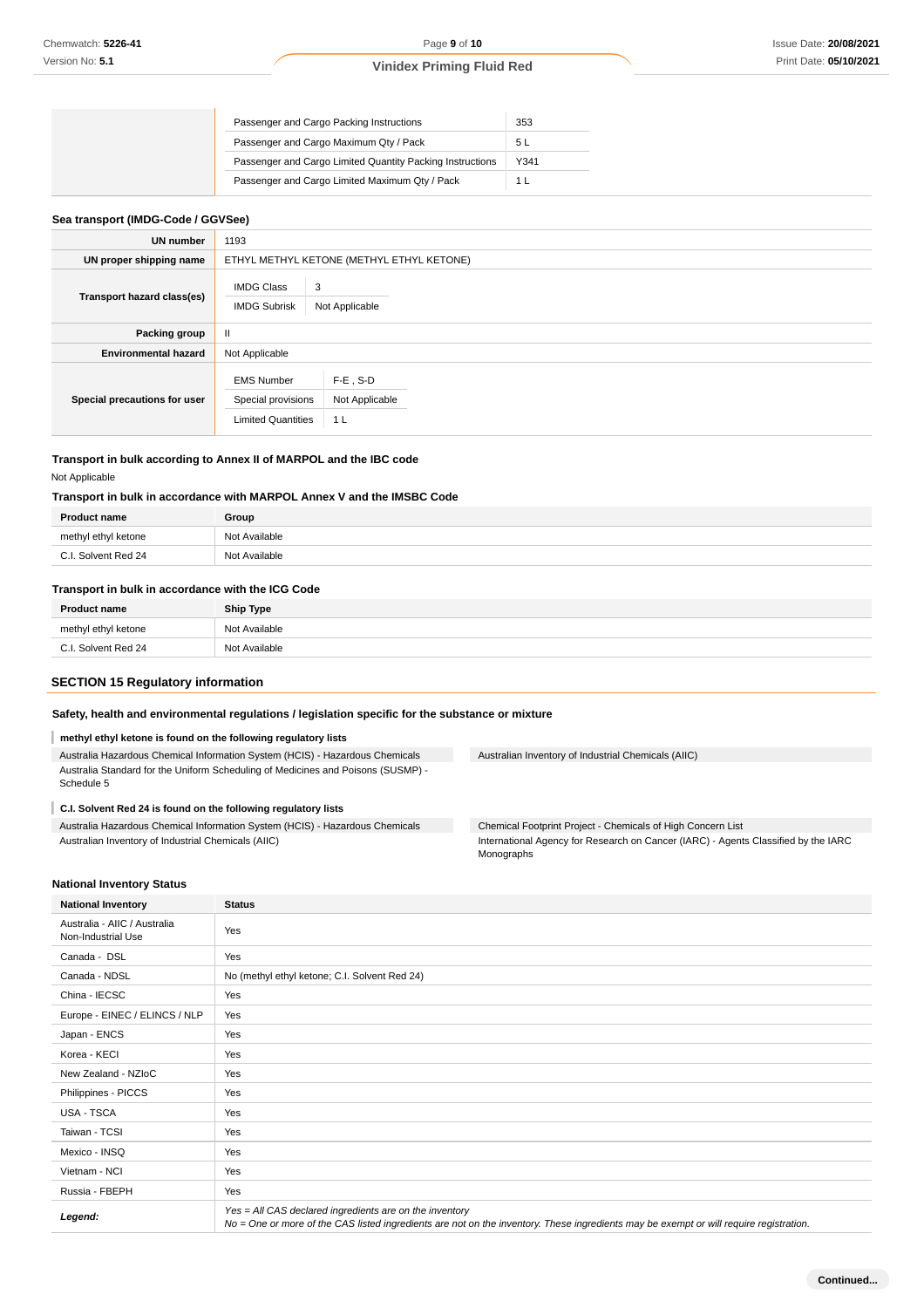| | | |
|---|---|---|
| | Passenger and Cargo Packing Instructions | 353 |
| | Passenger and Cargo Maximum Qty / Pack | 5 L |
| | Passenger and Cargo Limited Quantity Packing Instructions | Y341 |
| | Passenger and Cargo Limited Maximum Qty / Pack | 1 L |

### Sea transport (IMDG-Code / GGVSee)

| | |
|---|---|
| **UN number** | 1193 |
| **UN proper shipping name** | ETHYL METHYL KETONE (METHYL ETHYL KETONE) |
| **Transport hazard class(es)** | IMDG Class: 3<br>IMDG Subrisk: Not Applicable |
| **Packing group** | II |
| **Environmental hazard** | Not Applicable |
| **Special precautions for user** | EMS Number: F-E , S-D<br>Special provisions: Not Applicable<br>Limited Quantities: 1 L |

### Transport in bulk according to Annex II of MARPOL and the IBC code

Not Applicable

### Transport in bulk in accordance with MARPOL Annex V and the IMSBC Code

| Product name | Group |
|---|---|
| methyl ethyl ketone | Not Available |
| C.I. Solvent Red 24 | Not Available |

### Transport in bulk in accordance with the ICG Code

| Product name | Ship Type |
|---|---|
| methyl ethyl ketone | Not Available |
| C.I. Solvent Red 24 | Not Available |

## SECTION 15 Regulatory information

### Safety, health and environmental regulations / legislation specific for the substance or mixture

**methyl ethyl ketone is found on the following regulatory lists**

- Australia Hazardous Chemical Information System (HCIS) - Hazardous Chemicals
- Australia Standard for the Uniform Scheduling of Medicines and Poisons (SUSMP) - Schedule 5
- Australian Inventory of Industrial Chemicals (AIIC)

**C.I. Solvent Red 24 is found on the following regulatory lists**

- Australia Hazardous Chemical Information System (HCIS) - Hazardous Chemicals
- Australian Inventory of Industrial Chemicals (AIIC)
- Chemical Footprint Project - Chemicals of High Concern List
- International Agency for Research on Cancer (IARC) - Agents Classified by the IARC Monographs

### National Inventory Status

| National Inventory | Status |
|---|---|
| Australia - AIIC / Australia Non-Industrial Use | Yes |
| Canada - DSL | Yes |
| Canada - NDSL | No (methyl ethyl ketone; C.I. Solvent Red 24) |
| China - IECSC | Yes |
| Europe - EINEC / ELINCS / NLP | Yes |
| Japan - ENCS | Yes |
| Korea - KECI | Yes |
| New Zealand - NZIoC | Yes |
| Philippines - PICCS | Yes |
| USA - TSCA | Yes |
| Taiwan - TCSI | Yes |
| Mexico - INSQ | Yes |
| Vietnam - NCI | Yes |
| Russia - FBEPH | Yes |
| ***Legend:*** | *Yes = All CAS declared ingredients are on the inventory*<br>*No = One or more of the CAS listed ingredients are not on the inventory. These ingredients may be exempt or will require registration.* |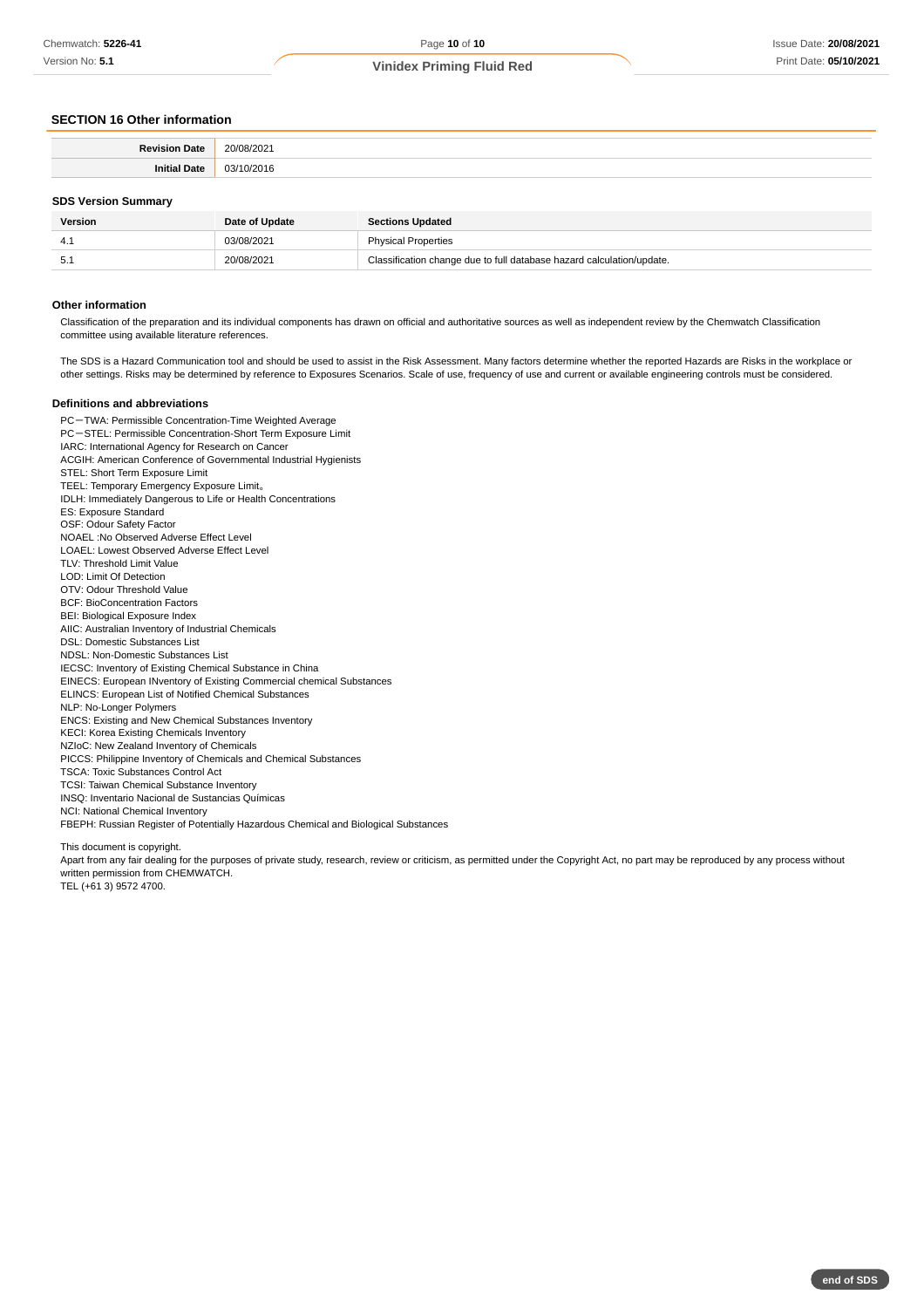## SECTION 16 Other information

| | |
|---|---|
| **Revision Date** | 20/08/2021 |
| **Initial Date** | 03/10/2016 |

### SDS Version Summary

| Version | Date of Update | Sections Updated |
|---|---|---|
| 4.1 | 03/08/2021 | Physical Properties |
| 5.1 | 20/08/2021 | Classification change due to full database hazard calculation/update. |

### Other information

Classification of the preparation and its individual components has drawn on official and authoritative sources as well as independent review by the Chemwatch Classification committee using available literature references.

The SDS is a Hazard Communication tool and should be used to assist in the Risk Assessment. Many factors determine whether the reported Hazards are Risks in the workplace or other settings. Risks may be determined by reference to Exposures Scenarios. Scale of use, frequency of use and current or available engineering controls must be considered.

### Definitions and abbreviations

PC－TWA: Permissible Concentration-Time Weighted Average
PC－STEL: Permissible Concentration-Short Term Exposure Limit
IARC: International Agency for Research on Cancer
ACGIH: American Conference of Governmental Industrial Hygienists
STEL: Short Term Exposure Limit
TEEL: Temporary Emergency Exposure Limit。
IDLH: Immediately Dangerous to Life or Health Concentrations
ES: Exposure Standard
OSF: Odour Safety Factor
NOAEL :No Observed Adverse Effect Level
LOAEL: Lowest Observed Adverse Effect Level
TLV: Threshold Limit Value
LOD: Limit Of Detection
OTV: Odour Threshold Value
BCF: BioConcentration Factors
BEI: Biological Exposure Index
AIIC: Australian Inventory of Industrial Chemicals
DSL: Domestic Substances List
NDSL: Non-Domestic Substances List
IECSC: Inventory of Existing Chemical Substance in China
EINECS: European INventory of Existing Commercial chemical Substances
ELINCS: European List of Notified Chemical Substances
NLP: No-Longer Polymers
ENCS: Existing and New Chemical Substances Inventory
KECI: Korea Existing Chemicals Inventory
NZIoC: New Zealand Inventory of Chemicals
PICCS: Philippine Inventory of Chemicals and Chemical Substances
TSCA: Toxic Substances Control Act
TCSI: Taiwan Chemical Substance Inventory
INSQ: Inventario Nacional de Sustancias Químicas
NCI: National Chemical Inventory
FBEPH: Russian Register of Potentially Hazardous Chemical and Biological Substances

This document is copyright.
Apart from any fair dealing for the purposes of private study, research, review or criticism, as permitted under the Copyright Act, no part may be reproduced by any process without written permission from CHEMWATCH.
TEL (+61 3) 9572 4700.

end of SDS